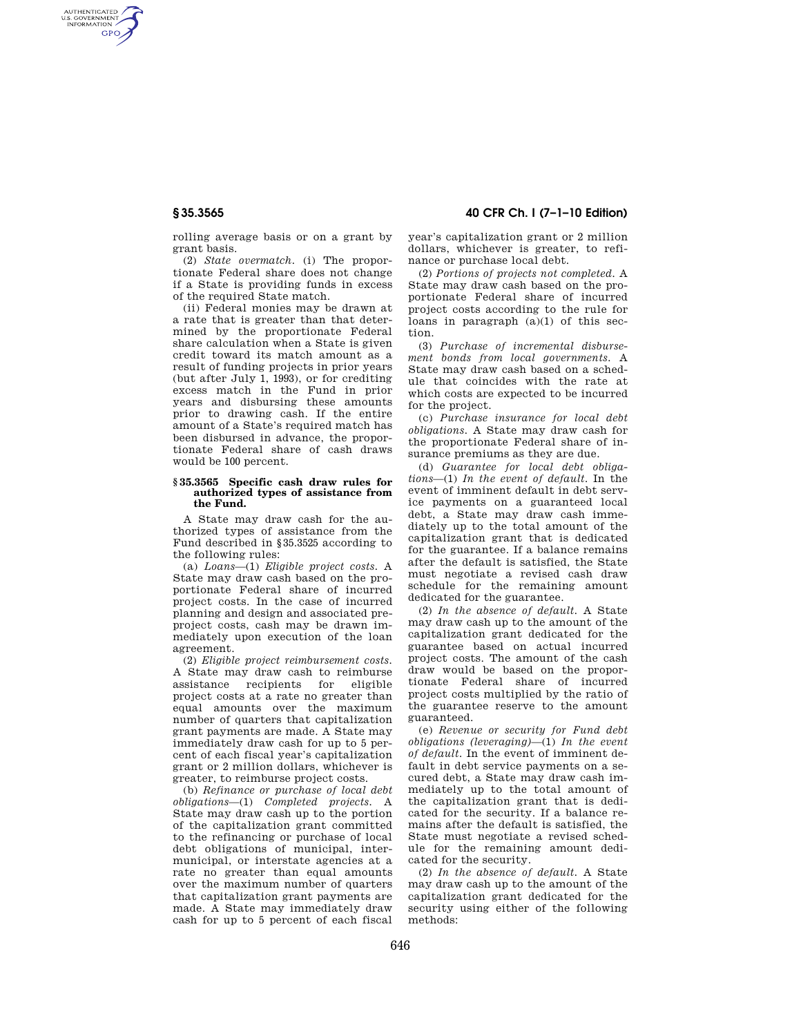rolling average basis or on a grant by grant basis.

(2) *State overmatch.* (i) The proportionate Federal share does not change if a State is providing funds in excess of the required State match.

(ii) Federal monies may be drawn at a rate that is greater than that determined by the proportionate Federal share calculation when a State is given credit toward its match amount as a result of funding projects in prior years (but after July 1, 1993), or for crediting excess match in the Fund in prior years and disbursing these amounts prior to drawing cash. If the entire amount of a State's required match has been disbursed in advance, the proportionate Federal share of cash draws would be 100 percent.

### § 35.3565 Specific cash draw rules for authorized types of assistance from the Fund.

A State may draw cash for the authorized types of assistance from the Fund described in §35.3525 according to the following rules:

(a) *Loans*—(1) *Eligible project costs.* A State may draw cash based on the proportionate Federal share of incurred project costs. In the case of incurred planning and design and associated preproject costs, cash may be drawn immediately upon execution of the loan agreement.

(2) *Eligible project reimbursement costs.* A State may draw cash to reimburse assistance recipients for eligible project costs at a rate no greater than equal amounts over the maximum number of quarters that capitalization grant payments are made. A State may immediately draw cash for up to 5 percent of each fiscal year's capitalization grant or 2 million dollars, whichever is greater, to reimburse project costs.

(b) *Refinance or purchase of local debt obligations*—(1) *Completed projects.* A State may draw cash up to the portion of the capitalization grant committed to the refinancing or purchase of local debt obligations of municipal, intermunicipal, or interstate agencies at a rate no greater than equal amounts over the maximum number of quarters that capitalization grant payments are made. A State may immediately draw cash for up to 5 percent of each fiscal year's capitalization grant or 2 million dollars, whichever is greater, to refinance or purchase local debt.

(2) *Portions of projects not completed.* A State may draw cash based on the proportionate Federal share of incurred project costs according to the rule for loans in paragraph (a)(1) of this section.

(3) *Purchase of incremental disbursement bonds from local governments.* A State may draw cash based on a schedule that coincides with the rate at which costs are expected to be incurred for the project.

(c) *Purchase insurance for local debt obligations.* A State may draw cash for the proportionate Federal share of insurance premiums as they are due.

(d) *Guarantee for local debt obligations*—(1) *In the event of default.* In the event of imminent default in debt service payments on a guaranteed local debt, a State may draw cash immediately up to the total amount of the capitalization grant that is dedicated for the guarantee. If a balance remains after the default is satisfied, the State must negotiate a revised cash draw schedule for the remaining amount dedicated for the guarantee.

(2) *In the absence of default.* A State may draw cash up to the amount of the capitalization grant dedicated for the guarantee based on actual incurred project costs. The amount of the cash draw would be based on the proportionate Federal share of incurred project costs multiplied by the ratio of the guarantee reserve to the amount guaranteed.

(e) *Revenue or security for Fund debt obligations (leveraging)*—(1) *In the event of default.* In the event of imminent default in debt service payments on a secured debt, a State may draw cash immediately up to the total amount of the capitalization grant that is dedicated for the security. If a balance remains after the default is satisfied, the State must negotiate a revised schedule for the remaining amount dedicated for the security.

(2) *In the absence of default.* A State may draw cash up to the amount of the capitalization grant dedicated for the security using either of the following methods: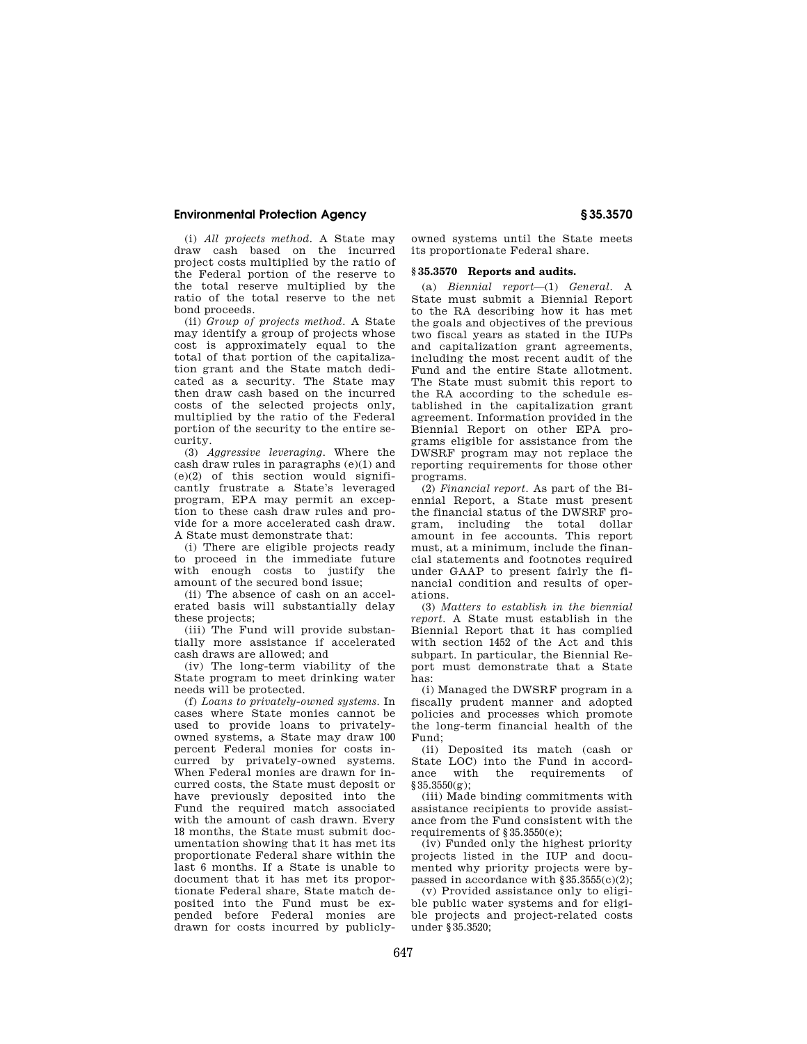(i) *All projects method.* A State may draw cash based on the incurred project costs multiplied by the ratio of the Federal portion of the reserve to the total reserve multiplied by the ratio of the total reserve to the net bond proceeds.

(ii) *Group of projects method.* A State may identify a group of projects whose cost is approximately equal to the total of that portion of the capitalization grant and the State match dedicated as a security. The State may then draw cash based on the incurred costs of the selected projects only, multiplied by the ratio of the Federal portion of the security to the entire security.

(3) *Aggressive leveraging.* Where the cash draw rules in paragraphs (e)(1) and (e)(2) of this section would significantly frustrate a State's leveraged program, EPA may permit an exception to these cash draw rules and provide for a more accelerated cash draw. A State must demonstrate that:

(i) There are eligible projects ready to proceed in the immediate future with enough costs to justify the amount of the secured bond issue;

(ii) The absence of cash on an accelerated basis will substantially delay these projects;

(iii) The Fund will provide substantially more assistance if accelerated cash draws are allowed; and

(iv) The long-term viability of the State program to meet drinking water needs will be protected.

(f) *Loans to privately-owned systems.* In cases where State monies cannot be used to provide loans to privately-owned systems, a State may draw 100 percent Federal monies for costs incurred by privately-owned systems. When Federal monies are drawn for incurred costs, the State must deposit or have previously deposited into the Fund the required match associated with the amount of cash drawn. Every 18 months, the State must submit documentation showing that it has met its proportionate Federal share within the last 6 months. If a State is unable to document that it has met its proportionate Federal share, State match deposited into the Fund must be expended before Federal monies are drawn for costs incurred by publicly-owned systems until the State meets its proportionate Federal share.

## § 35.3570 Reports and audits.

(a) *Biennial report*—(1) *General.* A State must submit a Biennial Report to the RA describing how it has met the goals and objectives of the previous two fiscal years as stated in the IUPs and capitalization grant agreements, including the most recent audit of the Fund and the entire State allotment. The State must submit this report to the RA according to the schedule established in the capitalization grant agreement. Information provided in the Biennial Report on other EPA programs eligible for assistance from the DWSRF program may not replace the reporting requirements for those other programs.

(2) *Financial report.* As part of the Biennial Report, a State must present the financial status of the DWSRF program, including the total dollar amount in fee accounts. This report must, at a minimum, include the financial statements and footnotes required under GAAP to present fairly the financial condition and results of operations.

(3) *Matters to establish in the biennial report.* A State must establish in the Biennial Report that it has complied with section 1452 of the Act and this subpart. In particular, the Biennial Report must demonstrate that a State has:

(i) Managed the DWSRF program in a fiscally prudent manner and adopted policies and processes which promote the long-term financial health of the Fund;

(ii) Deposited its match (cash or State LOC) into the Fund in accordance with the requirements of §35.3550(g);

(iii) Made binding commitments with assistance recipients to provide assistance from the Fund consistent with the requirements of §35.3550(e);

(iv) Funded only the highest priority projects listed in the IUP and documented why priority projects were bypassed in accordance with §35.3555(c)(2);

(v) Provided assistance only to eligible public water systems and for eligible projects and project-related costs under §35.3520;